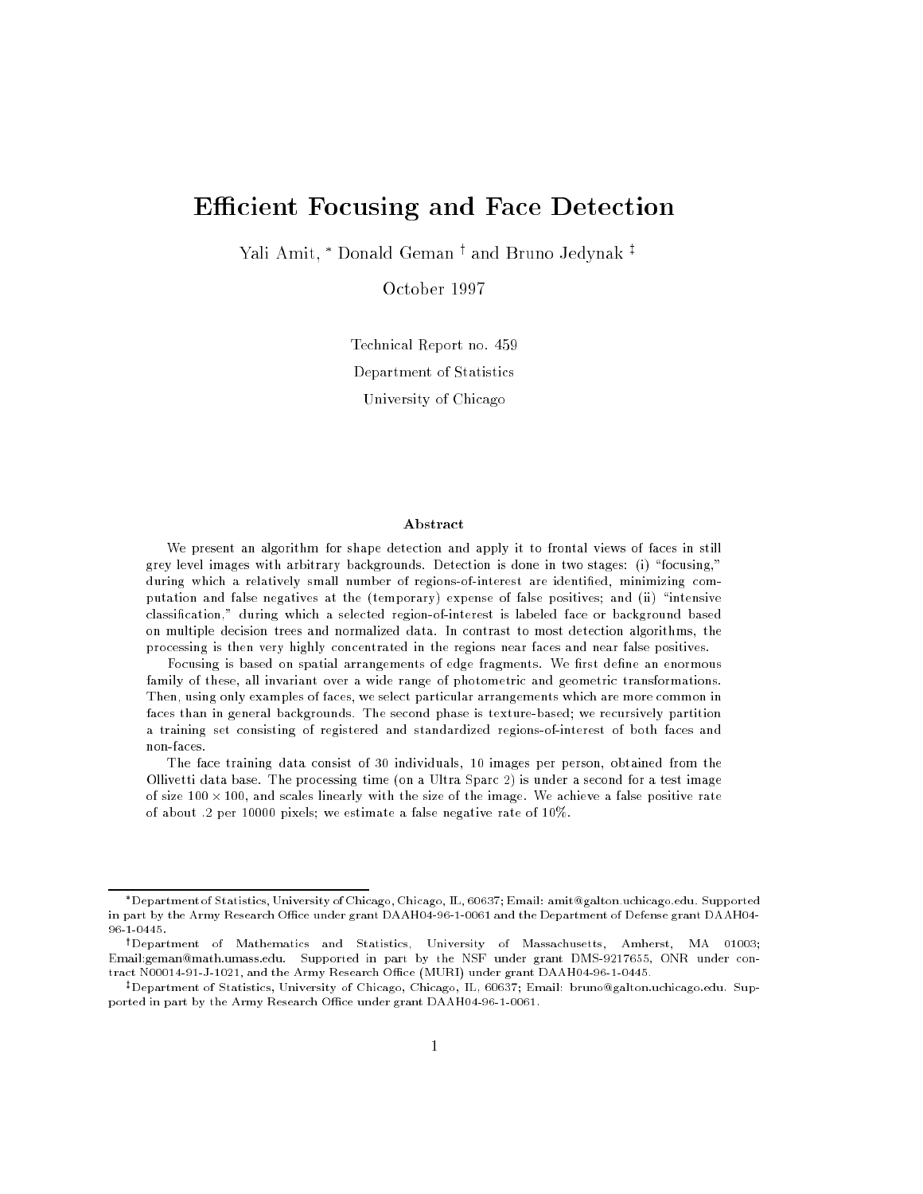# Efficient Focusing and Face Detection

Yali Amit, [*] Donald Geman [†] and Bruno Jedynak [‡]

October 1997

Technical Report no. 459

Department of Statistics

University of Chicago

## Abstract

We present an algorithm for shape detection and apply it to frontal views of faces in still grey level images with arbitrary backgrounds. Detection is done in two stages: (i) "focusing," during which a relatively small number of regions-of-interest are identified, minimizing computation and false negatives at the (temporary) expense of false positives; and (ii) "intensive classification," during which a selected region-of-interest is labeled face or background based on multiple decision trees and normalized data. In contrast to most detection algorithms, the processing is then very highly concentrated in the regions near faces and near false positives.

Focusing is based on spatial arrangements of edge fragments. We first define an enormous family of these, all invariant over a wide range of photometric and geometric transformations. Then, using only examples of faces, we select particular arrangements which are more common in faces than in general backgrounds. The second phase is texture-based; we recursively partition a training set consisting of registered and standardized regions-of-interest of both faces and non-faces.

The face training data consist of 30 individuals, 10 images per person, obtained from the Ollivetti data base. The processing time (on a Ultra Sparc 2) is under a second for a test image of size $100 \times 100$, and scales linearly with the size of the image. We achieve a false positive rate of about .2 per 10000 pixels; we estimate a false negative rate of 10%.

---

[*] Department of Statistics, University of Chicago, Chicago, IL, 60637; Email: amit@galton.uchicago.edu. Supported in part by the Army Research Office under grant DAAH04-96-1-0061 and the Department of Defense grant DAAH04-96-1-0445.

[†] Department of Mathematics and Statistics, University of Massachusetts, Amherst, MA 01003; Email:geman@math.umass.edu. Supported in part by the NSF under grant DMS-9217655, ONR under contract N00014-91-J-1021, and the Army Research Office (MURI) under grant DAAH04-96-1-0445.

[‡] Department of Statistics, University of Chicago, Chicago, IL, 60637; Email: bruno@galton.uchicago.edu. Supported in part by the Army Research Office under grant DAAH04-96-1-0061.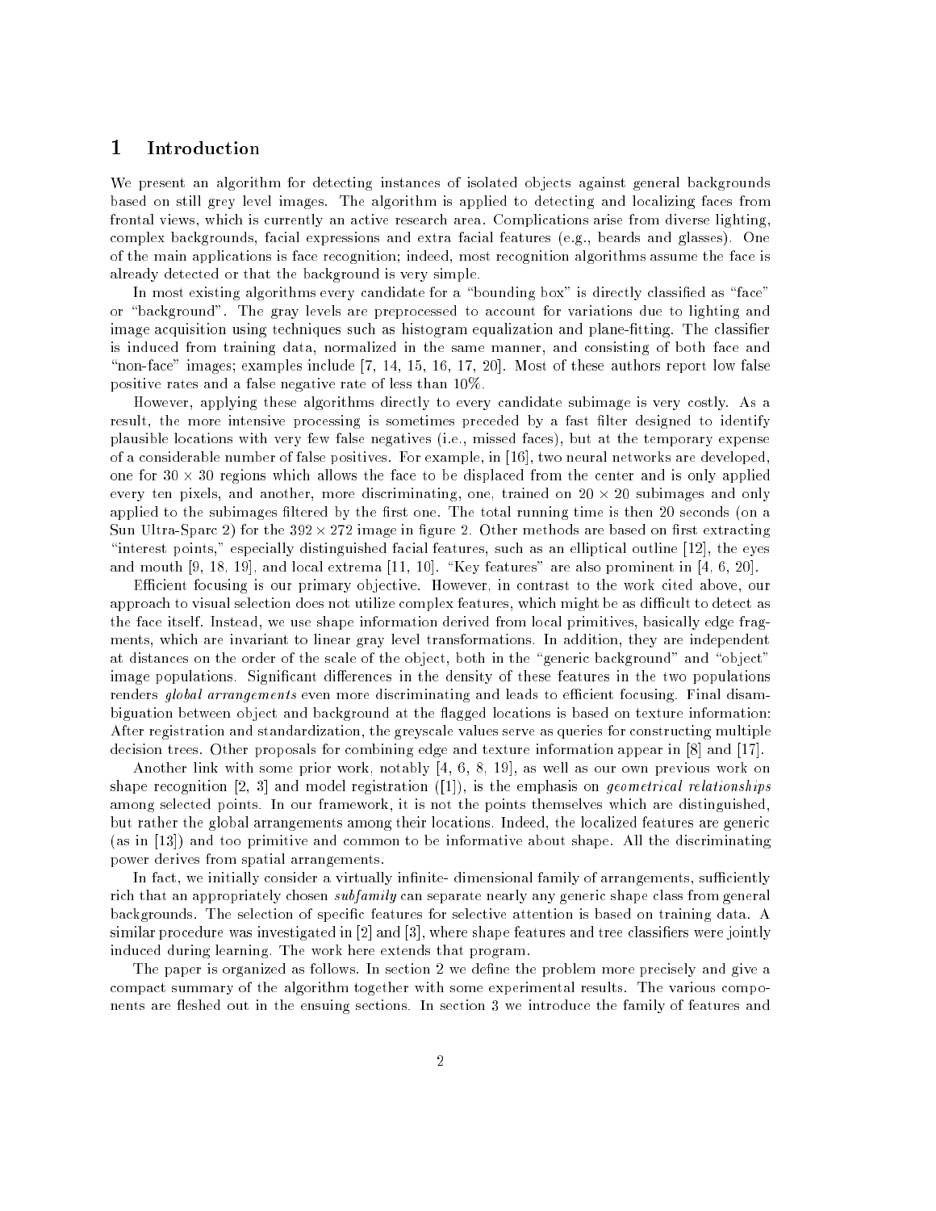## 1 Introduction

We present an algorithm for detecting instances of isolated objects against general backgrounds based on still grey level images. The algorithm is applied to detecting and localizing faces from frontal views, which is currently an active research area. Complications arise from diverse lighting, complex backgrounds, facial expressions and extra facial features (e.g., beards and glasses). One of the main applications is face recognition; indeed, most recognition algorithms assume the face is already detected or that the background is very simple.

In most existing algorithms every candidate for a "bounding box" is directly classified as "face" or "background". The gray levels are preprocessed to account for variations due to lighting and image acquisition using techniques such as histogram equalization and plane-fitting. The classifier is induced from training data, normalized in the same manner, and consisting of both face and "non-face" images; examples include [7, 14, 15, 16, 17, 20]. Most of these authors report low false positive rates and a false negative rate of less than 10%.

However, applying these algorithms directly to every candidate subimage is very costly. As a result, the more intensive processing is sometimes preceded by a fast filter designed to identify plausible locations with very few false negatives (i.e., missed faces), but at the temporary expense of a considerable number of false positives. For example, in [16], two neural networks are developed, one for $30 \times 30$ regions which allows the face to be displaced from the center and is only applied every ten pixels, and another, more discriminating, one, trained on $20 \times 20$ subimages and only applied to the subimages filtered by the first one. The total running time is then 20 seconds (on a Sun Ultra-Sparc 2) for the $392 \times 272$ image in figure 2. Other methods are based on first extracting "interest points," especially distinguished facial features, such as an elliptical outline [12], the eyes and mouth [9, 18, 19], and local extrema [11, 10]. "Key features" are also prominent in [4, 6, 20].

Efficient focusing is our primary objective. However, in contrast to the work cited above, our approach to visual selection does not utilize complex features, which might be as difficult to detect as the face itself. Instead, we use shape information derived from local primitives, basically edge fragments, which are invariant to linear gray level transformations. In addition, they are independent at distances on the order of the scale of the object, both in the "generic background" and "object" image populations. Significant differences in the density of these features in the two populations renders *global arrangements* even more discriminating and leads to efficient focusing. Final disambiguation between object and background at the flagged locations is based on texture information: After registration and standardization, the greyscale values serve as queries for constructing multiple decision trees. Other proposals for combining edge and texture information appear in [8] and [17].

Another link with some prior work, notably [4, 6, 8, 19], as well as our own previous work on shape recognition [2, 3] and model registration ([1]), is the emphasis on *geometrical relationships* among selected points. In our framework, it is not the points themselves which are distinguished, but rather the global arrangements among their locations. Indeed, the localized features are generic (as in [13]) and too primitive and common to be informative about shape. All the discriminating power derives from spatial arrangements.

In fact, we initially consider a virtually infinite- dimensional family of arrangements, sufficiently rich that an appropriately chosen *subfamily* can separate nearly any generic shape class from general backgrounds. The selection of specific features for selective attention is based on training data. A similar procedure was investigated in [2] and [3], where shape features and tree classifiers were jointly induced during learning. The work here extends that program.

The paper is organized as follows. In section 2 we define the problem more precisely and give a compact summary of the algorithm together with some experimental results. The various components are fleshed out in the ensuing sections. In section 3 we introduce the family of features and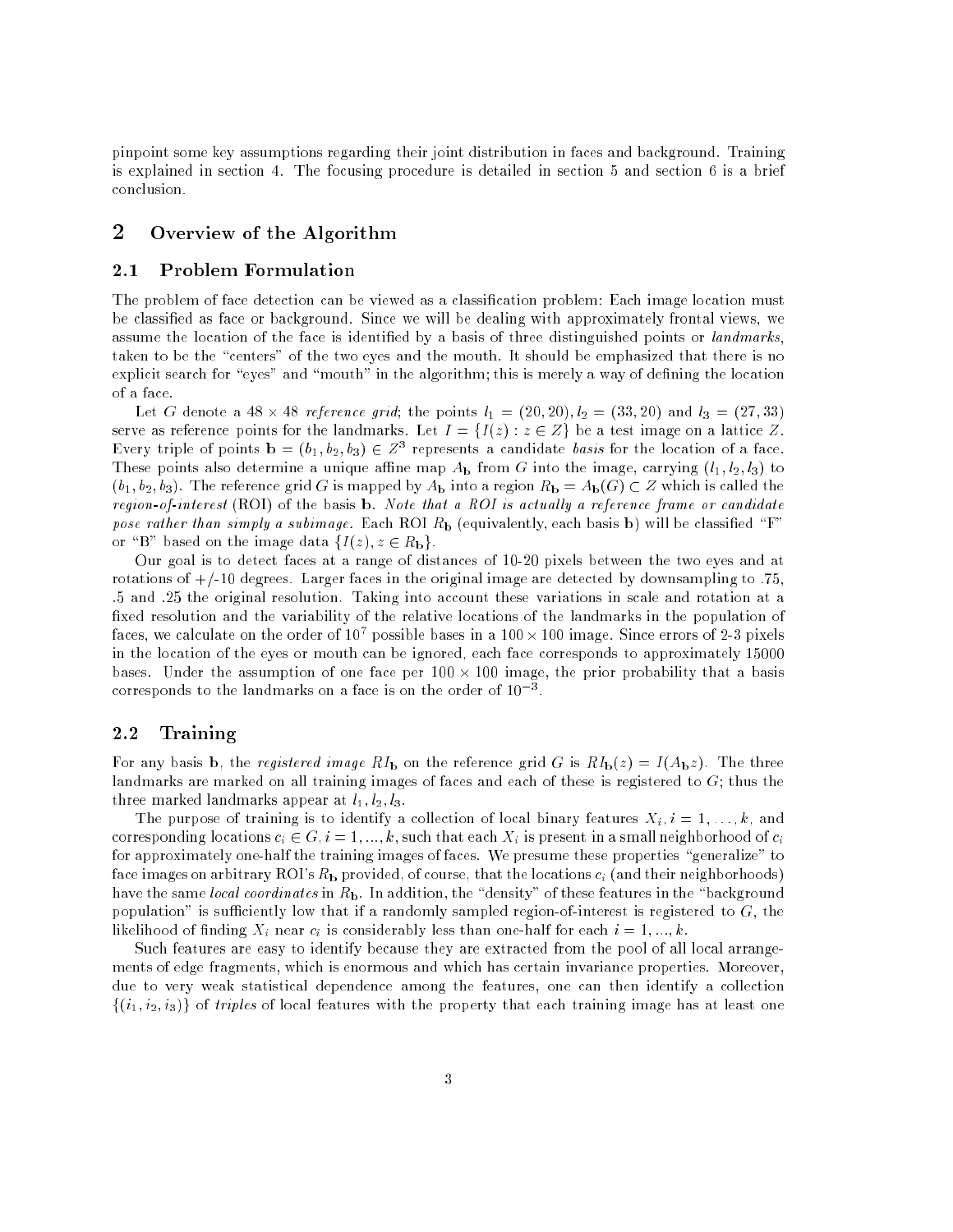pinpoint some key assumptions regarding their joint distribution in faces and background. Training is explained in section 4. The focusing procedure is detailed in section 5 and section 6 is a brief conclusion.

## 2 Overview of the Algorithm

### 2.1 Problem Formulation

The problem of face detection can be viewed as a classification problem: Each image location must be classified as face or background. Since we will be dealing with approximately frontal views, we assume the location of the face is identified by a basis of three distinguished points or *landmarks*, taken to be the "centers" of the two eyes and the mouth. It should be emphasized that there is no explicit search for "eyes" and "mouth" in the algorithm; this is merely a way of defining the location of a face.

Let $G$ denote a $48 \times 48$ *reference grid*; the points $l_1 = (20, 20), l_2 = (33, 20)$ and $l_3 = (27, 33)$ serve as reference points for the landmarks. Let $I = \{I(z) : z \in Z\}$ be a test image on a lattice $Z$. Every triple of points $\mathbf{b} = (b_1, b_2, b_3) \in Z^3$ represents a candidate *basis* for the location of a face. These points also determine a unique affine map $A_{\mathbf{b}}$ from $G$ into the image, carrying $(l_1, l_2, l_3)$ to $(b_1, b_2, b_3)$. The reference grid $G$ is mapped by $A_{\mathbf{b}}$ into a region $R_{\mathbf{b}} = A_{\mathbf{b}}(G) \subset Z$ which is called the *region-of-interest* (ROI) of the basis $\mathbf{b}$. *Note that a ROI is actually a reference frame or candidate pose rather than simply a subimage.* Each ROI $R_{\mathbf{b}}$ (equivalently, each basis $\mathbf{b}$) will be classified "F" or "B" based on the image data $\{I(z), z \in R_{\mathbf{b}}\}$.

Our goal is to detect faces at a range of distances of 10-20 pixels between the two eyes and at rotations of +/-10 degrees. Larger faces in the original image are detected by downsampling to .75, .5 and .25 the original resolution. Taking into account these variations in scale and rotation at a fixed resolution and the variability of the relative locations of the landmarks in the population of faces, we calculate on the order of $10^7$ possible bases in a $100 \times 100$ image. Since errors of 2-3 pixels in the location of the eyes or mouth can be ignored, each face corresponds to approximately 15000 bases. Under the assumption of one face per $100 \times 100$ image, the prior probability that a basis corresponds to the landmarks on a face is on the order of $10^{-3}$.

### 2.2 Training

For any basis $\mathbf{b}$, the *registered image* $RI_{\mathbf{b}}$ on the reference grid $G$ is $RI_{\mathbf{b}}(z) = I(A_{\mathbf{b}}z)$. The three landmarks are marked on all training images of faces and each of these is registered to $G$; thus the three marked landmarks appear at $l_1, l_2, l_3$.

The purpose of training is to identify a collection of local binary features $X_i, i = 1, \ldots, k$, and corresponding locations $c_i \in G, i = 1, ..., k$, such that each $X_i$ is present in a small neighborhood of $c_i$ for approximately one-half the training images of faces. We presume these properties "generalize" to face images on arbitrary ROI's $R_{\mathbf{b}}$ provided, of course, that the locations $c_i$ (and their neighborhoods) have the same *local coordinates* in $R_{\mathbf{b}}$. In addition, the "density" of these features in the "background population" is sufficiently low that if a randomly sampled region-of-interest is registered to $G$, the likelihood of finding $X_i$ near $c_i$ is considerably less than one-half for each $i = 1, ..., k$.

Such features are easy to identify because they are extracted from the pool of all local arrangements of edge fragments, which is enormous and which has certain invariance properties. Moreover, due to very weak statistical dependence among the features, one can then identify a collection $\{(i_1, i_2, i_3)\}$ of *triples* of local features with the property that each training image has at least one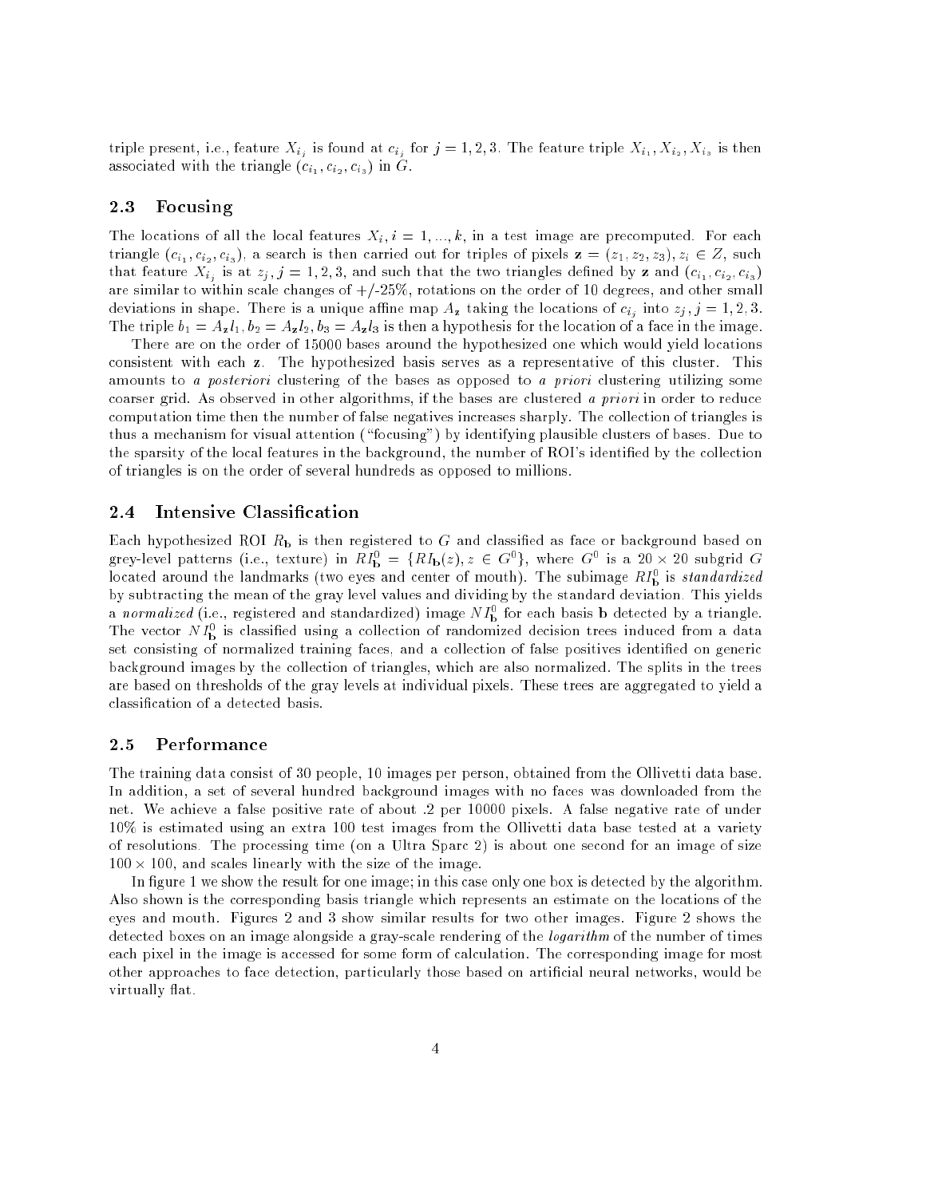triple present, i.e., feature $X_{i_j}$ is found at $c_{i_j}$ for $j = 1, 2, 3$. The feature triple $X_{i_1}, X_{i_2}, X_{i_3}$ is then associated with the triangle $(c_{i_1}, c_{i_2}, c_{i_3})$ in $G$.

## 2.3 Focusing

The locations of all the local features $X_i, i = 1, ..., k$, in a test image are precomputed. For each triangle $(c_{i_1}, c_{i_2}, c_{i_3})$, a search is then carried out for triples of pixels $\mathbf{z} = (z_1, z_2, z_3), z_i \in Z$, such that feature $X_{i_j}$ is at $z_j, j = 1, 2, 3$, and such that the two triangles defined by $\mathbf{z}$ and $(c_{i_1}, c_{i_2}, c_{i_3})$ are similar to within scale changes of +/-25%, rotations on the order of 10 degrees, and other small deviations in shape. There is a unique affine map $A_{\mathbf{z}}$ taking the locations of $c_{i_j}$ into $z_j, j = 1, 2, 3$. The triple $b_1 = A_{\mathbf{z}} l_1, b_2 = A_{\mathbf{z}} l_2, b_3 = A_{\mathbf{z}} l_3$ is then a hypothesis for the location of a face in the image.

There are on the order of 15000 bases around the hypothesized one which would yield locations consistent with each $\mathbf{z}$. The hypothesized basis serves as a representative of this cluster. This amounts to *a posteriori* clustering of the bases as opposed to *a priori* clustering utilizing some coarser grid. As observed in other algorithms, if the bases are clustered *a priori* in order to reduce computation time then the number of false negatives increases sharply. The collection of triangles is thus a mechanism for visual attention ("focusing") by identifying plausible clusters of bases. Due to the sparsity of the local features in the background, the number of ROI's identified by the collection of triangles is on the order of several hundreds as opposed to millions.

## 2.4 Intensive Classification

Each hypothesized ROI $R_{\mathbf{b}}$ is then registered to $G$ and classified as face or background based on grey-level patterns (i.e., texture) in $RI^0_{\mathbf{b}} = \{RI_{\mathbf{b}}(z), z \in G^0\}$, where $G^0$ is a $20 \times 20$ subgrid $G$ located around the landmarks (two eyes and center of mouth). The subimage $RI^0_{\mathbf{b}}$ is *standardized* by subtracting the mean of the gray level values and dividing by the standard deviation. This yields a *normalized* (i.e., registered and standardized) image $NI^0_{\mathbf{b}}$ for each basis $\mathbf{b}$ detected by a triangle. The vector $NI^0_{\mathbf{b}}$ is classified using a collection of randomized decision trees induced from a data set consisting of normalized training faces, and a collection of false positives identified on generic background images by the collection of triangles, which are also normalized. The splits in the trees are based on thresholds of the gray levels at individual pixels. These trees are aggregated to yield a classification of a detected basis.

## 2.5 Performance

The training data consist of 30 people, 10 images per person, obtained from the Ollivetti data base. In addition, a set of several hundred background images with no faces was downloaded from the net. We achieve a false positive rate of about .2 per 10000 pixels. A false negative rate of under 10% is estimated using an extra 100 test images from the Ollivetti data base tested at a variety of resolutions. The processing time (on a Ultra Sparc 2) is about one second for an image of size $100 \times 100$, and scales linearly with the size of the image.

In figure 1 we show the result for one image; in this case only one box is detected by the algorithm. Also shown is the corresponding basis triangle which represents an estimate on the locations of the eyes and mouth. Figures 2 and 3 show similar results for two other images. Figure 2 shows the detected boxes on an image alongside a gray-scale rendering of the *logarithm* of the number of times each pixel in the image is accessed for some form of calculation. The corresponding image for most other approaches to face detection, particularly those based on artificial neural networks, would be virtually flat.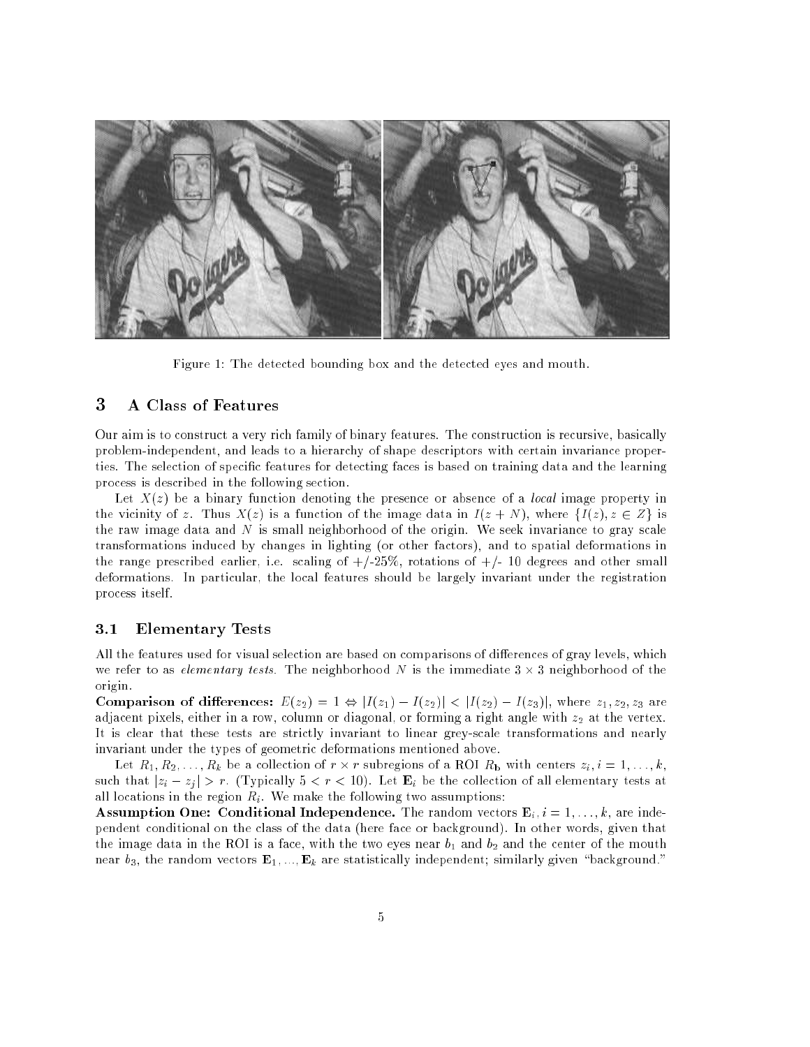Figure 1: The detected bounding box and the detected eyes and mouth.

## 3 A Class of Features

Our aim is to construct a very rich family of binary features. The construction is recursive, basically problem-independent, and leads to a hierarchy of shape descriptors with certain invariance properties. The selection of specific features for detecting faces is based on training data and the learning process is described in the following section.

Let $X(z)$ be a binary function denoting the presence or absence of a *local* image property in the vicinity of $z$. Thus $X(z)$ is a function of the image data in $I(z+N)$, where $\{I(z), z \in Z\}$ is the raw image data and $N$ is small neighborhood of the origin. We seek invariance to gray scale transformations induced by changes in lighting (or other factors), and to spatial deformations in the range prescribed earlier, i.e. scaling of +/-25%, rotations of +/- 10 degrees and other small deformations. In particular, the local features should be largely invariant under the registration process itself.

### 3.1 Elementary Tests

All the features used for visual selection are based on comparisons of differences of gray levels, which we refer to as *elementary tests*. The neighborhood $N$ is the immediate $3 \times 3$ neighborhood of the origin.

**Comparison of differences:** $E(z_2) = 1 \Leftrightarrow |I(z_1) - I(z_2)| < |I(z_2) - I(z_3)|$, where $z_1, z_2, z_3$ are adjacent pixels, either in a row, column or diagonal, or forming a right angle with $z_2$ at the vertex. It is clear that these tests are strictly invariant to linear grey-scale transformations and nearly invariant under the types of geometric deformations mentioned above.

Let $R_1, R_2, \ldots, R_k$ be a collection of $r \times r$ subregions of a ROI $R_{\mathbf{b}}$ with centers $z_i, i = 1, \ldots, k$, such that $|z_i - z_j| > r$. (Typically $5 < r < 10$). Let $\mathbf{E}_i$ be the collection of all elementary tests at all locations in the region $R_i$. We make the following two assumptions:

**Assumption One: Conditional Independence.** The random vectors $\mathbf{E}_i, i = 1, \ldots, k$, are independent conditional on the class of the data (here face or background). In other words, given that the image data in the ROI is a face, with the two eyes near $b_1$ and $b_2$ and the center of the mouth near $b_3$, the random vectors $\mathbf{E}_1, \ldots, \mathbf{E}_k$ are statistically independent; similarly given "background."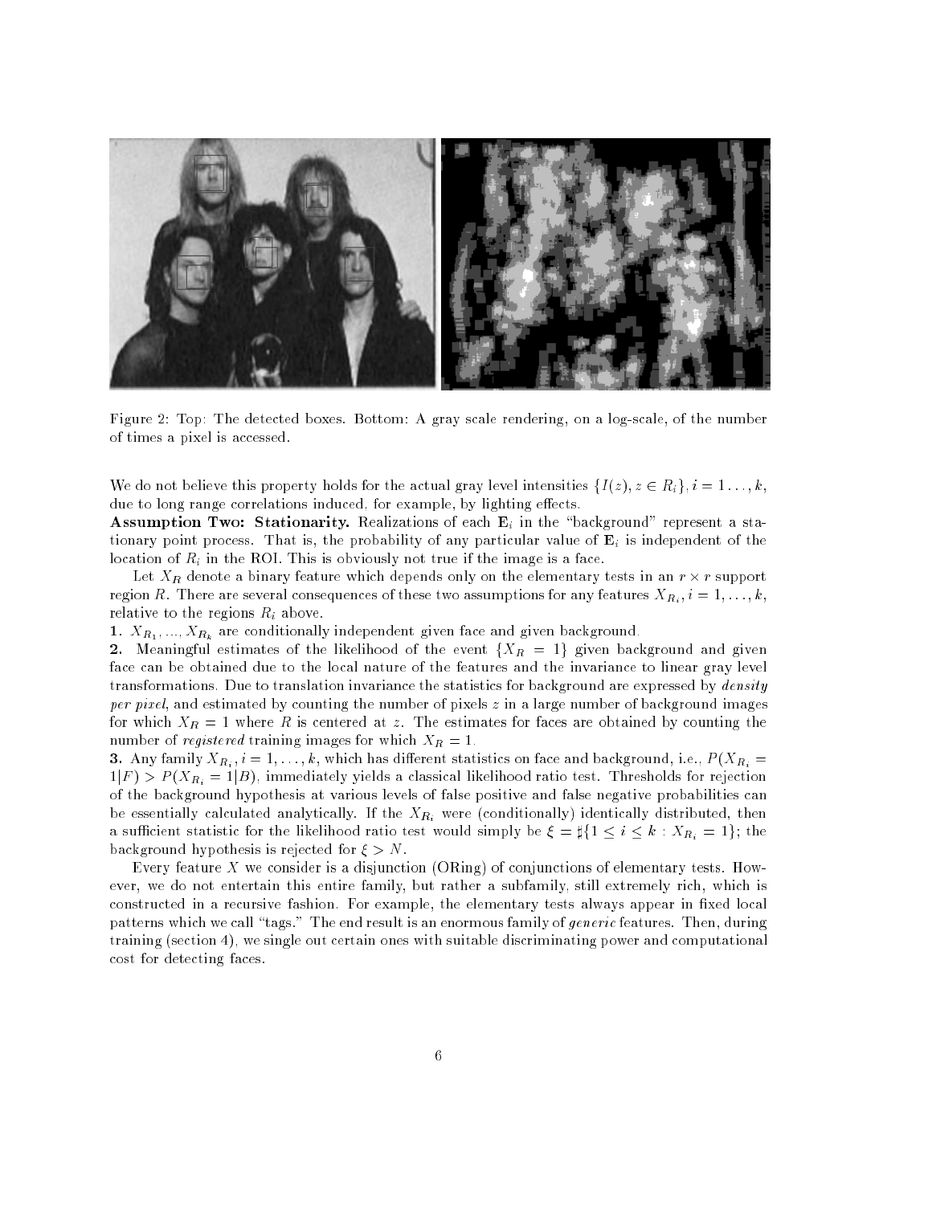Figure 2: Top: The detected boxes. Bottom: A gray scale rendering, on a log-scale, of the number of times a pixel is accessed.

We do not believe this property holds for the actual gray level intensities $\{I(z), z \in R_i\}, i = 1 \ldots, k$, due to long range correlations induced, for example, by lighting effects.

**Assumption Two: Stationarity.** Realizations of each $\mathbf{E}_i$ in the "background" represent a stationary point process. That is, the probability of any particular value of $\mathbf{E}_i$ is independent of the location of $R_i$ in the ROI. This is obviously not true if the image is a face.

Let $X_R$ denote a binary feature which depends only on the elementary tests in an $r \times r$ support region $R$. There are several consequences of these two assumptions for any features $X_{R_i}, i = 1, \ldots, k$, relative to the regions $R_i$ above.

**1.** $X_{R_1}, \ldots, X_{R_k}$ are conditionally independent given face and given background.

**2.** Meaningful estimates of the likelihood of the event $\{X_R = 1\}$ given background and given face can be obtained due to the local nature of the features and the invariance to linear gray level transformations. Due to translation invariance the statistics for background are expressed by *density per pixel*, and estimated by counting the number of pixels $z$ in a large number of background images for which $X_R = 1$ where $R$ is centered at $z$. The estimates for faces are obtained by counting the number of *registered* training images for which $X_R = 1$.

**3.** Any family $X_{R_i}, i = 1, \ldots, k$, which has different statistics on face and background, i.e., $P(X_{R_i} = 1|F) > P(X_{R_i} = 1|B)$, immediately yields a classical likelihood ratio test. Thresholds for rejection of the background hypothesis at various levels of false positive and false negative probabilities can be essentially calculated analytically. If the $X_{R_i}$ were (conditionally) identically distributed, then a sufficient statistic for the likelihood ratio test would simply be $\xi = \sharp\{1 \leq i \leq k : X_{R_i} = 1\}$; the background hypothesis is rejected for $\xi > N$.

Every feature $X$ we consider is a disjunction (ORing) of conjunctions of elementary tests. However, we do not entertain this entire family, but rather a subfamily, still extremely rich, which is constructed in a recursive fashion. For example, the elementary tests always appear in fixed local patterns which we call "tags." The end result is an enormous family of *generic* features. Then, during training (section 4), we single out certain ones with suitable discriminating power and computational cost for detecting faces.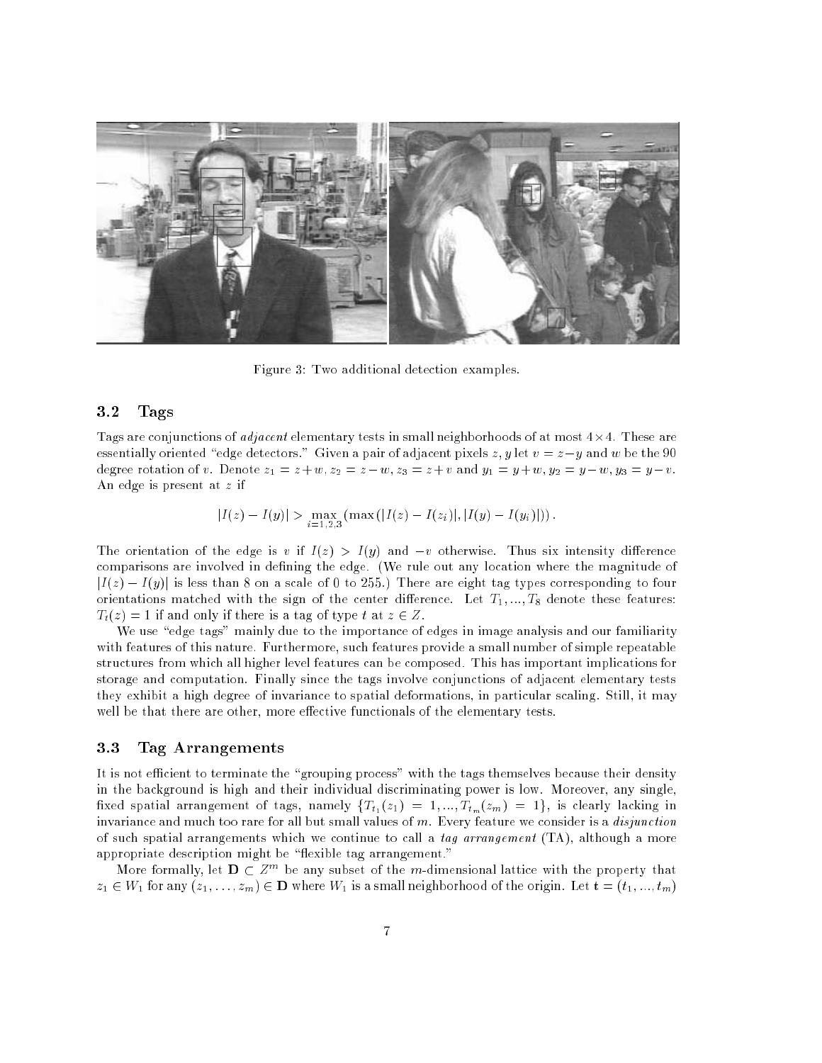Figure 3: Two additional detection examples.

### 3.2 Tags

Tags are conjunctions of *adjacent* elementary tests in small neighborhoods of at most $4 \times 4$. These are essentially oriented "edge detectors." Given a pair of adjacent pixels $z, y$ let $v = z - y$ and $w$ be the 90 degree rotation of $v$. Denote $z_1 = z + w$, $z_2 = z - w$, $z_3 = z + v$ and $y_1 = y + w$, $y_2 = y - w$, $y_3 = y - v$. An edge is present at $z$ if

$$|I(z) - I(y)| > \max_{i=1,2,3} (\max(|I(z) - I(z_i)|, |I(y) - I(y_i)|)).$$

The orientation of the edge is $v$ if $I(z) > I(y)$ and $-v$ otherwise. Thus six intensity difference comparisons are involved in defining the edge. (We rule out any location where the magnitude of $|I(z) - I(y)|$ is less than 8 on a scale of 0 to 255.) There are eight tag types corresponding to four orientations matched with the sign of the center difference. Let $T_1, ..., T_8$ denote these features: $T_t(z) = 1$ if and only if there is a tag of type $t$ at $z \in Z$.

We use "edge tags" mainly due to the importance of edges in image analysis and our familiarity with features of this nature. Furthermore, such features provide a small number of simple repeatable structures from which all higher level features can be composed. This has important implications for storage and computation. Finally since the tags involve conjunctions of adjacent elementary tests they exhibit a high degree of invariance to spatial deformations, in particular scaling. Still, it may well be that there are other, more effective functionals of the elementary tests.

### 3.3 Tag Arrangements

It is not efficient to terminate the "grouping process" with the tags themselves because their density in the background is high and their individual discriminating power is low. Moreover, any single, fixed spatial arrangement of tags, namely $\{T_{t_1}(z_1) = 1, ..., T_{t_m}(z_m) = 1\}$, is clearly lacking in invariance and much too rare for all but small values of $m$. Every feature we consider is a *disjunction* of such spatial arrangements which we continue to call a *tag arrangement* (TA), although a more appropriate description might be "flexible tag arrangement."

More formally, let $\mathbf{D} \subset Z^m$ be any subset of the $m$-dimensional lattice with the property that $z_1 \in W_1$ for any $(z_1, \ldots, z_m) \in \mathbf{D}$ where $W_1$ is a small neighborhood of the origin. Let $\mathbf{t} = (t_1, ..., t_m)$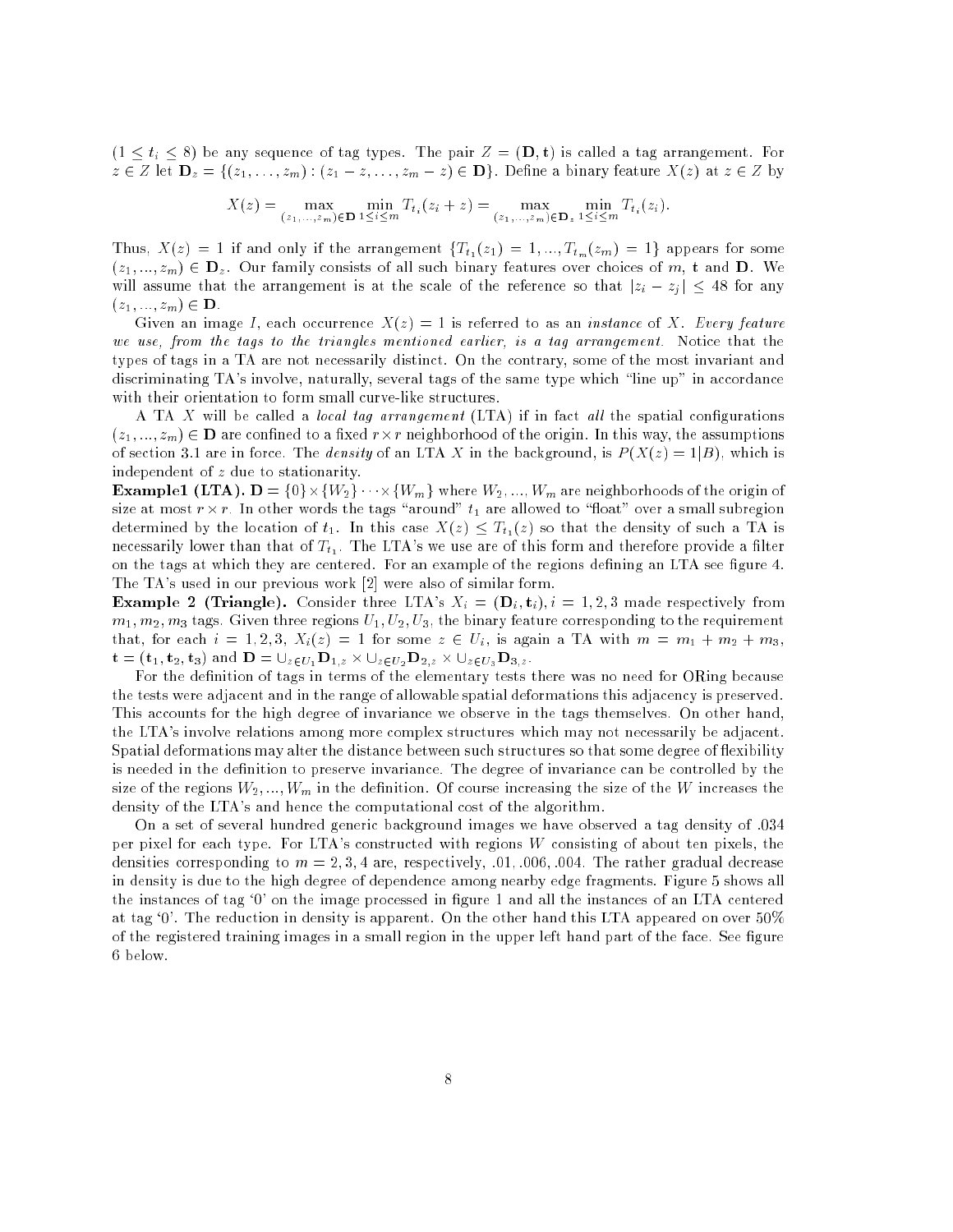($1 \leq t_i \leq 8$) be any sequence of tag types. The pair $Z = (\mathbf{D}, \mathbf{t})$ is called a tag arrangement. For $z \in Z$ let $\mathbf{D}_z = \{(z_1, \ldots, z_m) : (z_1 - z, \ldots, z_m - z) \in \mathbf{D}\}$. Define a binary feature $X(z)$ at $z \in Z$ by

$$X(z) = \max_{(z_1,\ldots,z_m)\in\mathbf{D}} \min_{1\leq i\leq m} T_{t_i}(z_i + z) = \max_{(z_1,\ldots,z_m)\in\mathbf{D}_z} \min_{1\leq i\leq m} T_{t_i}(z_i).$$

Thus, $X(z) = 1$ if and only if the arrangement $\{T_{t_1}(z_1) = 1, ..., T_{t_m}(z_m) = 1\}$ appears for some $(z_1, ..., z_m) \in \mathbf{D}_z$. Our family consists of all such binary features over choices of $m$, $\mathbf{t}$ and $\mathbf{D}$. We will assume that the arrangement is at the scale of the reference so that $|z_i - z_j| \leq 48$ for any $(z_1, ..., z_m) \in \mathbf{D}$.

Given an image $I$, each occurrence $X(z) = 1$ is referred to as an *instance* of $X$. *Every feature we use, from the tags to the triangles mentioned earlier, is a tag arrangement.* Notice that the types of tags in a TA are not necessarily distinct. On the contrary, some of the most invariant and discriminating TA's involve, naturally, several tags of the same type which "line up" in accordance with their orientation to form small curve-like structures.

A TA $X$ will be called a *local tag arrangement* (LTA) if in fact *all* the spatial configurations $(z_1, ..., z_m) \in \mathbf{D}$ are confined to a fixed $r \times r$ neighborhood of the origin. In this way, the assumptions of section 3.1 are in force. The *density* of an LTA $X$ in the background, is $P(X(z) = 1|B)$, which is independent of $z$ due to stationarity.

**Example1 (LTA).** $\mathbf{D} = \{0\} \times \{W_2\} \cdots \times \{W_m\}$ where $W_2, ..., W_m$ are neighborhoods of the origin of size at most $r \times r$. In other words the tags "around" $t_1$ are allowed to "float" over a small subregion determined by the location of $t_1$. In this case $X(z) \leq T_{t_1}(z)$ so that the density of such a TA is necessarily lower than that of $T_{t_1}$. The LTA's we use are of this form and therefore provide a filter on the tags at which they are centered. For an example of the regions defining an LTA see figure 4. The TA's used in our previous work [2] were also of similar form.

**Example 2 (Triangle).** Consider three LTA's $X_i = (\mathbf{D}_i, \mathbf{t}_i), i = 1, 2, 3$ made respectively from $m_1, m_2, m_3$ tags. Given three regions $U_1, U_2, U_3$, the binary feature corresponding to the requirement that, for each $i = 1, 2, 3$, $X_i(z) = 1$ for some $z \in U_i$, is again a TA with $m = m_1 + m_2 + m_3$, $\mathbf{t} = (\mathbf{t}_1, \mathbf{t}_2, \mathbf{t}_3)$ and $\mathbf{D} = \cup_{z\in U_1}\mathbf{D}_{1,z} \times \cup_{z\in U_2}\mathbf{D}_{2,z} \times \cup_{z\in U_3}\mathbf{D}_{3,z}$.

For the definition of tags in terms of the elementary tests there was no need for ORing because the tests were adjacent and in the range of allowable spatial deformations this adjacency is preserved. This accounts for the high degree of invariance we observe in the tags themselves. On other hand, the LTA's involve relations among more complex structures which may not necessarily be adjacent. Spatial deformations may alter the distance between such structures so that some degree of flexibility is needed in the definition to preserve invariance. The degree of invariance can be controlled by the size of the regions $W_2, ..., W_m$ in the definition. Of course increasing the size of the $W$ increases the density of the LTA's and hence the computational cost of the algorithm.

On a set of several hundred generic background images we have observed a tag density of .034 per pixel for each type. For LTA's constructed with regions $W$ consisting of about ten pixels, the densities corresponding to $m = 2, 3, 4$ are, respectively, .01, .006, .004. The rather gradual decrease in density is due to the high degree of dependence among nearby edge fragments. Figure 5 shows all the instances of tag '0' on the image processed in figure 1 and all the instances of an LTA centered at tag '0'. The reduction in density is apparent. On the other hand this LTA appeared on over 50% of the registered training images in a small region in the upper left hand part of the face. See figure 6 below.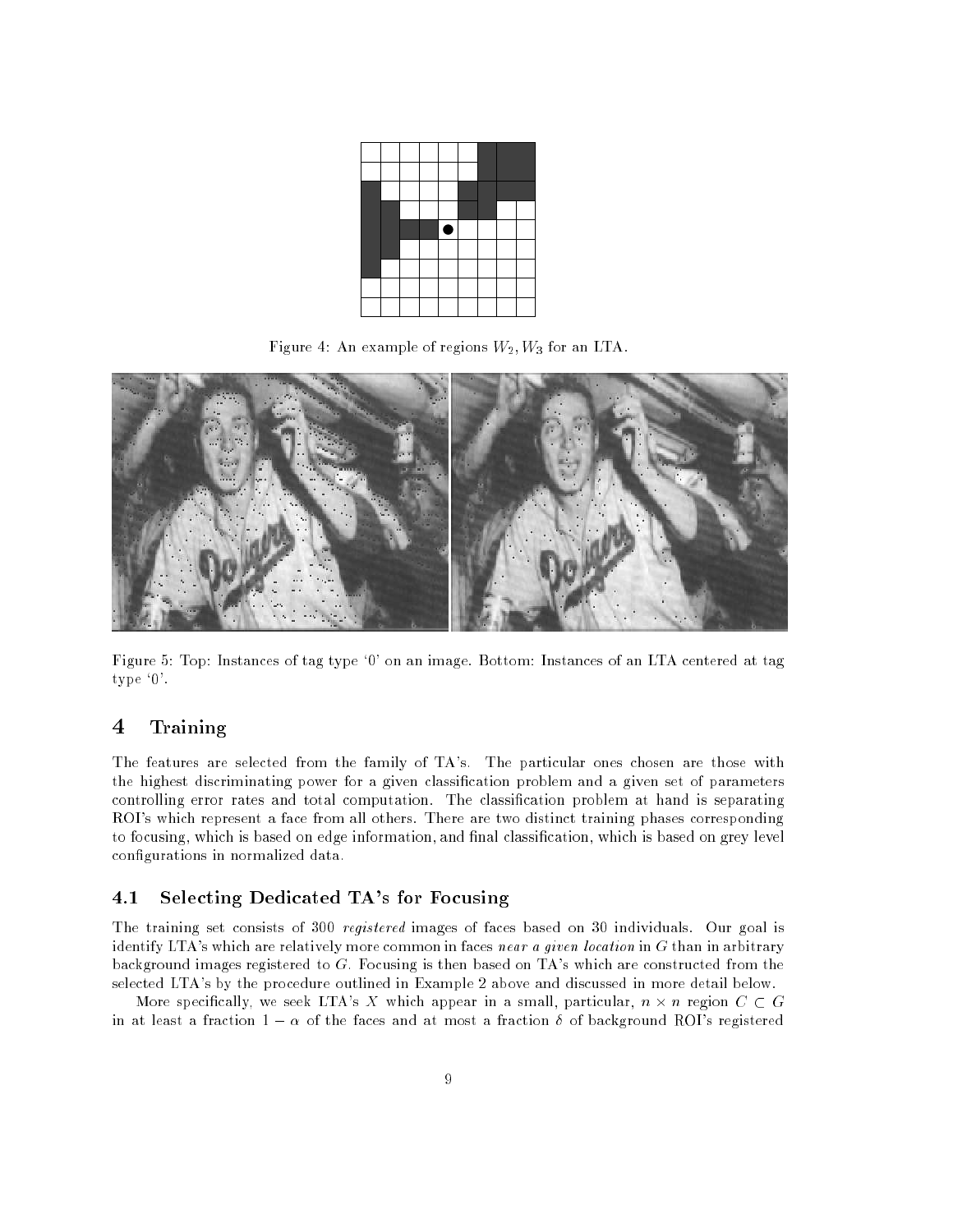Figure 4: An example of regions $W_2, W_3$ for an LTA.

Figure 5: Top: Instances of tag type '0' on an image. Bottom: Instances of an LTA centered at tag type '0'.

# 4 Training

The features are selected from the family of TA's. The particular ones chosen are those with the highest discriminating power for a given classification problem and a given set of parameters controlling error rates and total computation. The classification problem at hand is separating ROI's which represent a face from all others. There are two distinct training phases corresponding to focusing, which is based on edge information, and final classification, which is based on grey level configurations in normalized data.

## 4.1 Selecting Dedicated TA's for Focusing

The training set consists of 300 *registered* images of faces based on 30 individuals. Our goal is identify LTA's which are relatively more common in faces *near a given location* in $G$ than in arbitrary background images registered to $G$. Focusing is then based on TA's which are constructed from the selected LTA's by the procedure outlined in Example 2 above and discussed in more detail below.

More specifically, we seek LTA's $X$ which appear in a small, particular, $n \times n$ region $C \subset G$ in at least a fraction $1 - \alpha$ of the faces and at most a fraction $\delta$ of background ROI's registered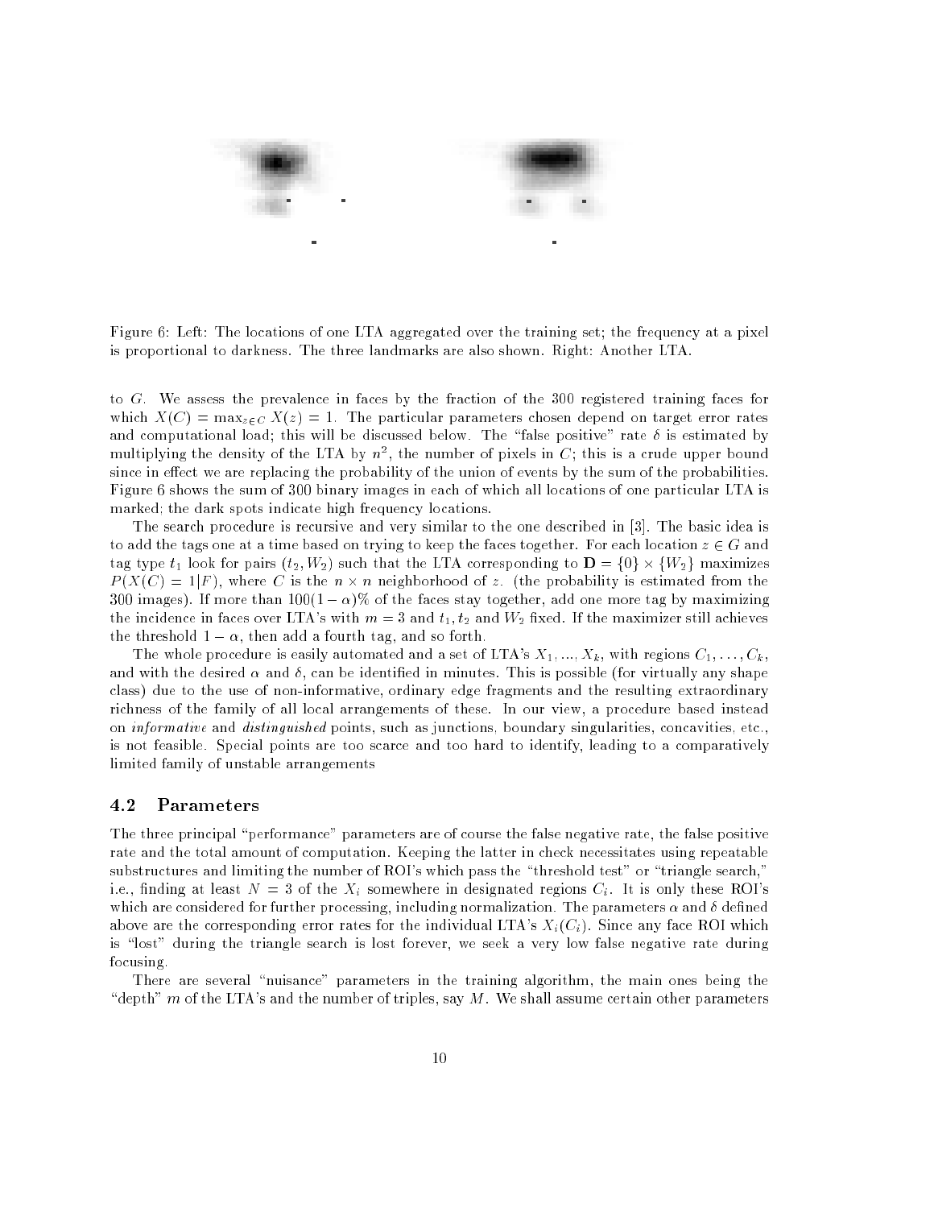Figure 6: Left: The locations of one LTA aggregated over the training set; the frequency at a pixel is proportional to darkness. The three landmarks are also shown. Right: Another LTA.

to $G$. We assess the prevalence in faces by the fraction of the 300 registered training faces for which $X(C) = \max_{z \in C} X(z) = 1$. The particular parameters chosen depend on target error rates and computational load; this will be discussed below. The "false positive" rate $\delta$ is estimated by multiplying the density of the LTA by $n^2$, the number of pixels in $C$; this is a crude upper bound since in effect we are replacing the probability of the union of events by the sum of the probabilities. Figure 6 shows the sum of 300 binary images in each of which all locations of one particular LTA is marked; the dark spots indicate high frequency locations.

The search procedure is recursive and very similar to the one described in [3]. The basic idea is to add the tags one at a time based on trying to keep the faces together. For each location $z \in G$ and tag type $t_1$ look for pairs $(t_2, W_2)$ such that the LTA corresponding to $\mathbf{D} = \{0\} \times \{W_2\}$ maximizes $P(X(C) = 1|F)$, where $C$ is the $n \times n$ neighborhood of $z$. (the probability is estimated from the 300 images). If more than $100(1-\alpha)\%$ of the faces stay together, add one more tag by maximizing the incidence in faces over LTA's with $m = 3$ and $t_1, t_2$ and $W_2$ fixed. If the maximizer still achieves the threshold $1 - \alpha$, then add a fourth tag, and so forth.

The whole procedure is easily automated and a set of LTA's $X_1, ..., X_k$, with regions $C_1, \ldots, C_k$, and with the desired $\alpha$ and $\delta$, can be identified in minutes. This is possible (for virtually any shape class) due to the use of non-informative, ordinary edge fragments and the resulting extraordinary richness of the family of all local arrangements of these. In our view, a procedure based instead on *informative* and *distinguished* points, such as junctions, boundary singularities, concavities, etc., is not feasible. Special points are too scarce and too hard to identify, leading to a comparatively limited family of unstable arrangements

## 4.2 Parameters

The three principal "performance" parameters are of course the false negative rate, the false positive rate and the total amount of computation. Keeping the latter in check necessitates using repeatable substructures and limiting the number of ROI's which pass the "threshold test" or "triangle search," i.e., finding at least $N = 3$ of the $X_i$ somewhere in designated regions $C_i$. It is only these ROI's which are considered for further processing, including normalization. The parameters $\alpha$ and $\delta$ defined above are the corresponding error rates for the individual LTA's $X_i(C_i)$. Since any face ROI which is "lost" during the triangle search is lost forever, we seek a very low false negative rate during focusing.

There are several "nuisance" parameters in the training algorithm, the main ones being the "depth" $m$ of the LTA's and the number of triples, say $M$. We shall assume certain other parameters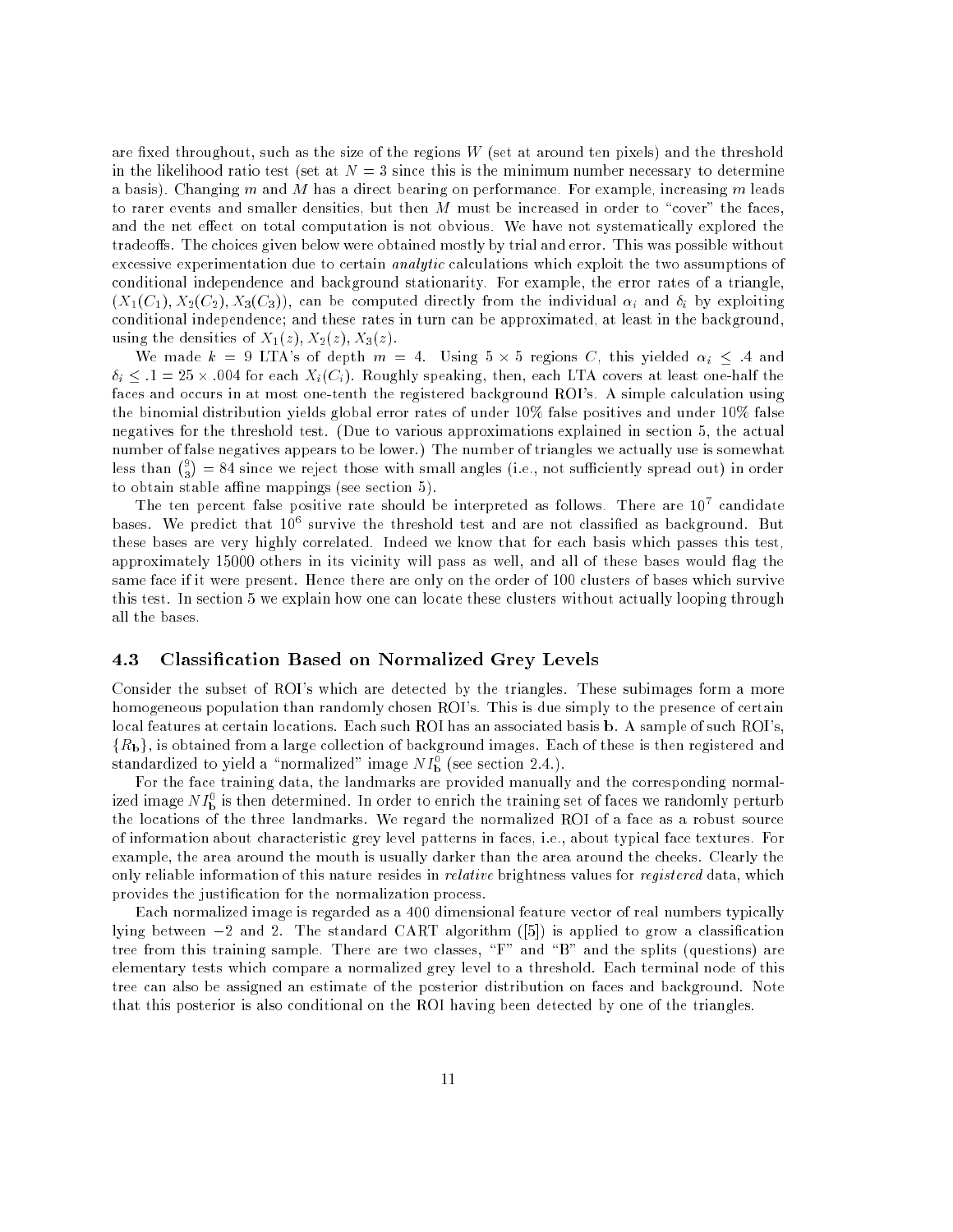are fixed throughout, such as the size of the regions $W$ (set at around ten pixels) and the threshold in the likelihood ratio test (set at $N = 3$ since this is the minimum number necessary to determine a basis). Changing $m$ and $M$ has a direct bearing on performance. For example, increasing $m$ leads to rarer events and smaller densities, but then $M$ must be increased in order to "cover" the faces, and the net effect on total computation is not obvious. We have not systematically explored the tradeoffs. The choices given below were obtained mostly by trial and error. This was possible without excessive experimentation due to certain *analytic* calculations which exploit the two assumptions of conditional independence and background stationarity. For example, the error rates of a triangle, $(X_1(C_1), X_2(C_2), X_3(C_3))$, can be computed directly from the individual $\alpha_i$ and $\delta_i$ by exploiting conditional independence; and these rates in turn can be approximated, at least in the background, using the densities of $X_1(z), X_2(z), X_3(z)$.

We made $k = 9$ LTA's of depth $m = 4$. Using $5 \times 5$ regions $C$, this yielded $\alpha_i \leq .4$ and $\delta_i \leq .1 = 25 \times .004$ for each $X_i(C_i)$. Roughly speaking, then, each LTA covers at least one-half the faces and occurs in at most one-tenth the registered background ROI's. A simple calculation using the binomial distribution yields global error rates of under 10% false positives and under 10% false negatives for the threshold test. (Due to various approximations explained in section 5, the actual number of false negatives appears to be lower.) The number of triangles we actually use is somewhat less than $\binom{9}{3} = 84$ since we reject those with small angles (i.e., not sufficiently spread out) in order to obtain stable affine mappings (see section 5).

The ten percent false positive rate should be interpreted as follows. There are $10^7$ candidate bases. We predict that $10^6$ survive the threshold test and are not classified as background. But these bases are very highly correlated. Indeed we know that for each basis which passes this test, approximately 15000 others in its vicinity will pass as well, and all of these bases would flag the same face if it were present. Hence there are only on the order of 100 clusters of bases which survive this test. In section 5 we explain how one can locate these clusters without actually looping through all the bases.

### 4.3 Classification Based on Normalized Grey Levels

Consider the subset of ROI's which are detected by the triangles. These subimages form a more homogeneous population than randomly chosen ROI's. This is due simply to the presence of certain local features at certain locations. Each such ROI has an associated basis $\mathbf{b}$. A sample of such ROI's, $\{R_{\mathbf{b}}\}$, is obtained from a large collection of background images. Each of these is then registered and standardized to yield a "normalized" image $NI^0_{\mathbf{b}}$ (see section 2.4.).

For the face training data, the landmarks are provided manually and the corresponding normalized image $NI^0_{\mathbf{b}}$ is then determined. In order to enrich the training set of faces we randomly perturb the locations of the three landmarks. We regard the normalized ROI of a face as a robust source of information about characteristic grey level patterns in faces, i.e., about typical face textures. For example, the area around the mouth is usually darker than the area around the cheeks. Clearly the only reliable information of this nature resides in *relative* brightness values for *registered* data, which provides the justification for the normalization process.

Each normalized image is regarded as a 400 dimensional feature vector of real numbers typically lying between $-2$ and 2. The standard CART algorithm ([5]) is applied to grow a classification tree from this training sample. There are two classes, "F" and "B" and the splits (questions) are elementary tests which compare a normalized grey level to a threshold. Each terminal node of this tree can also be assigned an estimate of the posterior distribution on faces and background. Note that this posterior is also conditional on the ROI having been detected by one of the triangles.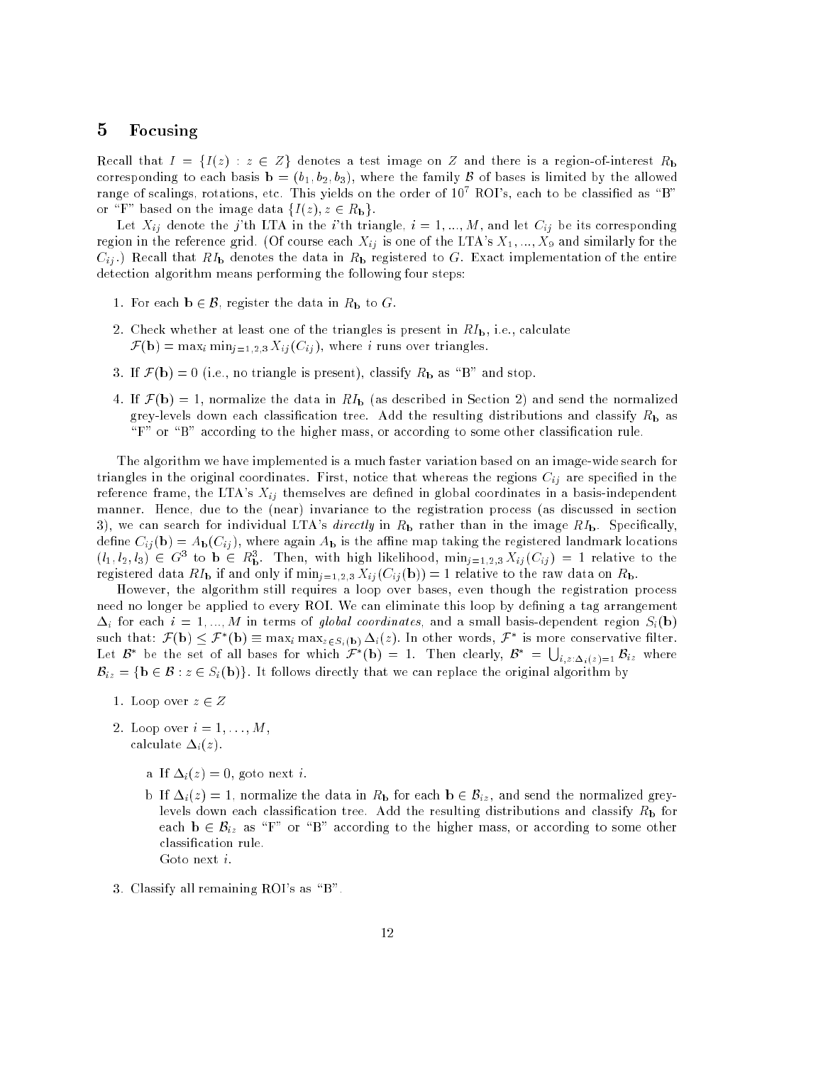# 5 Focusing

Recall that $I = \{I(z) : z \in Z\}$ denotes a test image on $Z$ and there is a region-of-interest $R_{\mathbf{b}}$ corresponding to each basis $\mathbf{b} = (b_1, b_2, b_3)$, where the family $\mathcal{B}$ of bases is limited by the allowed range of scalings, rotations, etc. This yields on the order of $10^7$ ROI's, each to be classified as "B" or "F" based on the image data $\{I(z), z \in R_{\mathbf{b}}\}$.

Let $X_{ij}$ denote the $j$'th LTA in the $i$'th triangle, $i = 1, ..., M$, and let $C_{ij}$ be its corresponding region in the reference grid. (Of course each $X_{ij}$ is one of the LTA's $X_1, ..., X_9$ and similarly for the $C_{ij}$.) Recall that $RI_{\mathbf{b}}$ denotes the data in $R_{\mathbf{b}}$ registered to $G$. Exact implementation of the entire detection algorithm means performing the following four steps:

1. For each $\mathbf{b} \in \mathcal{B}$, register the data in $R_{\mathbf{b}}$ to $G$.
2. Check whether at least one of the triangles is present in $RI_{\mathbf{b}}$, i.e., calculate $\mathcal{F}(\mathbf{b}) = \max_i \min_{j=1,2,3} X_{ij}(C_{ij})$, where $i$ runs over triangles.
3. If $\mathcal{F}(\mathbf{b}) = 0$ (i.e., no triangle is present), classify $R_{\mathbf{b}}$ as "B" and stop.
4. If $\mathcal{F}(\mathbf{b}) = 1$, normalize the data in $RI_{\mathbf{b}}$ (as described in Section 2) and send the normalized grey-levels down each classification tree. Add the resulting distributions and classify $R_{\mathbf{b}}$ as "F" or "B" according to the higher mass, or according to some other classification rule.

The algorithm we have implemented is a much faster variation based on an image-wide search for triangles in the original coordinates. First, notice that whereas the regions $C_{ij}$ are specified in the reference frame, the LTA's $X_{ij}$ themselves are defined in global coordinates in a basis-independent manner. Hence, due to the (near) invariance to the registration process (as discussed in section 3), we can search for individual LTA's *directly* in $R_{\mathbf{b}}$ rather than in the image $RI_{\mathbf{b}}$. Specifically, define $C_{ij}(\mathbf{b}) = A_{\mathbf{b}}(C_{ij})$, where again $A_{\mathbf{b}}$ is the affine map taking the registered landmark locations $(l_1, l_2, l_3) \in G^3$ to $\mathbf{b} \in R^3_{\mathbf{b}}$. Then, with high likelihood, $\min_{j=1,2,3} X_{ij}(C_{ij}) = 1$ relative to the registered data $RI_{\mathbf{b}}$ if and only if $\min_{j=1,2,3} X_{ij}(C_{ij}(\mathbf{b})) = 1$ relative to the raw data on $R_{\mathbf{b}}$.

However, the algorithm still requires a loop over bases, even though the registration process need no longer be applied to every ROI. We can eliminate this loop by defining a tag arrangement $\Delta_i$ for each $i = 1, ..., M$ in terms of *global coordinates*, and a small basis-dependent region $S_i(\mathbf{b})$ such that: $\mathcal{F}(\mathbf{b}) \leq \mathcal{F}^*(\mathbf{b}) \equiv \max_i \max_{z \in S_i(\mathbf{b})} \Delta_i(z)$. In other words, $\mathcal{F}^*$ is more conservative filter. Let $\mathcal{B}^*$ be the set of all bases for which $\mathcal{F}^*(\mathbf{b}) = 1$. Then clearly, $\mathcal{B}^* = \bigcup_{i,z:\Delta_i(z)=1} \mathcal{B}_{iz}$ where $\mathcal{B}_{iz} = \{\mathbf{b} \in \mathcal{B} : z \in S_i(\mathbf{b})\}$. It follows directly that we can replace the original algorithm by

1. Loop over $z \in Z$
2. Loop over $i = 1, \ldots, M$,
   calculate $\Delta_i(z)$.
   
   a If $\Delta_i(z) = 0$, goto next $i$.
   
   b If $\Delta_i(z) = 1$, normalize the data in $R_{\mathbf{b}}$ for each $\mathbf{b} \in \mathcal{B}_{iz}$, and send the normalized grey-levels down each classification tree. Add the resulting distributions and classify $R_{\mathbf{b}}$ for each $\mathbf{b} \in \mathcal{B}_{iz}$ as "F" or "B" according to the higher mass, or according to some other classification rule.
   Goto next $i$.
3. Classify all remaining ROI's as "B".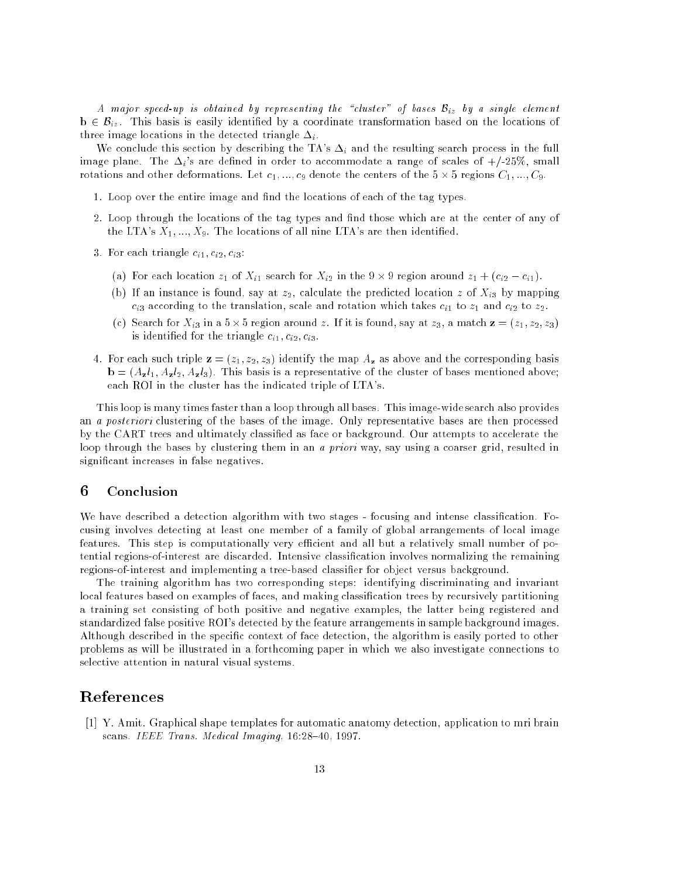*A major speed-up is obtained by representing the "cluster" of bases $\mathcal{B}_{iz}$ by a single element* $\mathbf{b} \in \mathcal{B}_{iz}$. This basis is easily identified by a coordinate transformation based on the locations of three image locations in the detected triangle $\Delta_i$.

We conclude this section by describing the TA's $\Delta_i$ and the resulting search process in the full image plane. The $\Delta_i$'s are defined in order to accommodate a range of scales of +/-25%, small rotations and other deformations. Let $c_1, ..., c_9$ denote the centers of the $5 \times 5$ regions $C_1, ..., C_9$.

1. Loop over the entire image and find the locations of each of the tag types.
2. Loop through the locations of the tag types and find those which are at the center of any of the LTA's $X_1, ..., X_9$. The locations of all nine LTA's are then identified.
3. For each triangle $c_{i1}, c_{i2}, c_{i3}$:
   (a) For each location $z_1$ of $X_{i1}$ search for $X_{i2}$ in the $9 \times 9$ region around $z_1 + (c_{i2} - c_{i1})$.
   (b) If an instance is found, say at $z_2$, calculate the predicted location $z$ of $X_{i3}$ by mapping $c_{i3}$ according to the translation, scale and rotation which takes $c_{i1}$ to $z_1$ and $c_{i2}$ to $z_2$.
   (c) Search for $X_{i3}$ in a $5 \times 5$ region around $z$. If it is found, say at $z_3$, a match $\mathbf{z} = (z_1, z_2, z_3)$ is identified for the triangle $c_{i1}, c_{i2}, c_{i3}$.
4. For each such triple $\mathbf{z} = (z_1, z_2, z_3)$ identify the map $A_{\mathbf{z}}$ as above and the corresponding basis $\mathbf{b} = (A_{\mathbf{z}} l_1, A_{\mathbf{z}} l_2, A_{\mathbf{z}} l_3)$. This basis is a representative of the cluster of bases mentioned above; each ROI in the cluster has the indicated triple of LTA's.

This loop is many times faster than a loop through all bases. This image-wide search also provides an *a posteriori* clustering of the bases of the image. Only representative bases are then processed by the CART trees and ultimately classified as face or background. Our attempts to accelerate the loop through the bases by clustering them in an *a priori* way, say using a coarser grid, resulted in significant increases in false negatives.

## 6 Conclusion

We have described a detection algorithm with two stages - focusing and intense classification. Focusing involves detecting at least one member of a family of global arrangements of local image features. This step is computationally very efficient and all but a relatively small number of potential regions-of-interest are discarded. Intensive classification involves normalizing the remaining regions-of-interest and implementing a tree-based classifier for object versus background.

The training algorithm has two corresponding steps: identifying discriminating and invariant local features based on examples of faces, and making classification trees by recursively partitioning a training set consisting of both positive and negative examples, the latter being registered and standardized false positive ROI's detected by the feature arrangements in sample background images. Although described in the specific context of face detection, the algorithm is easily ported to other problems as will be illustrated in a forthcoming paper in which we also investigate connections to selective attention in natural visual systems.

# References

[1] Y. Amit. Graphical shape templates for automatic anatomy detection, application to mri brain scans. *IEEE Trans. Medical Imaging*, 16:28–40, 1997.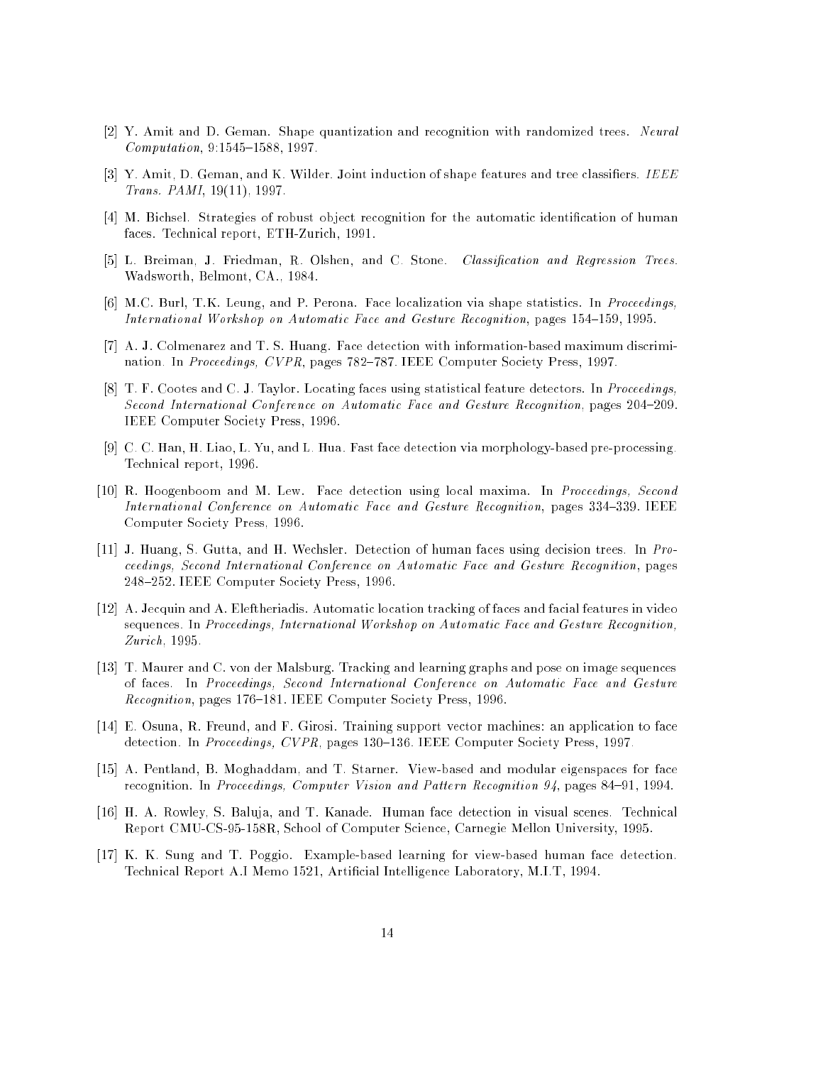[2] Y. Amit and D. Geman. Shape quantization and recognition with randomized trees. *Neural Computation*, 9:1545–1588, 1997.

[3] Y. Amit, D. Geman, and K. Wilder. Joint induction of shape features and tree classifiers. *IEEE Trans. PAMI*, 19(11), 1997.

[4] M. Bichsel. Strategies of robust object recognition for the automatic identification of human faces. Technical report, ETH-Zurich, 1991.

[5] L. Breiman, J. Friedman, R. Olshen, and C. Stone. *Classification and Regression Trees*. Wadsworth, Belmont, CA., 1984.

[6] M.C. Burl, T.K. Leung, and P. Perona. Face localization via shape statistics. In *Proceedings, International Workshop on Automatic Face and Gesture Recognition*, pages 154–159, 1995.

[7] A. J. Colmenarez and T. S. Huang. Face detection with information-based maximum discrimination. In *Proceedings, CVPR*, pages 782–787. IEEE Computer Society Press, 1997.

[8] T. F. Cootes and C. J. Taylor. Locating faces using statistical feature detectors. In *Proceedings, Second International Conference on Automatic Face and Gesture Recognition*, pages 204–209. IEEE Computer Society Press, 1996.

[9] C. C. Han, H. Liao, L. Yu, and L. Hua. Fast face detection via morphology-based pre-processing. Technical report, 1996.

[10] R. Hoogenboom and M. Lew. Face detection using local maxima. In *Proceedings, Second International Conference on Automatic Face and Gesture Recognition*, pages 334–339. IEEE Computer Society Press, 1996.

[11] J. Huang, S. Gutta, and H. Wechsler. Detection of human faces using decision trees. In *Proceedings, Second International Conference on Automatic Face and Gesture Recognition*, pages 248–252. IEEE Computer Society Press, 1996.

[12] A. Jecquin and A. Eleftheriadis. Automatic location tracking of faces and facial features in video sequences. In *Proceedings, International Workshop on Automatic Face and Gesture Recognition, Zurich*, 1995.

[13] T. Maurer and C. von der Malsburg. Tracking and learning graphs and pose on image sequences of faces. In *Proceedings, Second International Conference on Automatic Face and Gesture Recognition*, pages 176–181. IEEE Computer Society Press, 1996.

[14] E. Osuna, R. Freund, and F. Girosi. Training support vector machines: an application to face detection. In *Proceedings, CVPR*, pages 130–136. IEEE Computer Society Press, 1997.

[15] A. Pentland, B. Moghaddam, and T. Starner. View-based and modular eigenspaces for face recognition. In *Proceedings, Computer Vision and Pattern Recognition 94*, pages 84–91, 1994.

[16] H. A. Rowley, S. Baluja, and T. Kanade. Human face detection in visual scenes. Technical Report CMU-CS-95-158R, School of Computer Science, Carnegie Mellon University, 1995.

[17] K. K. Sung and T. Poggio. Example-based learning for view-based human face detection. Technical Report A.I Memo 1521, Artificial Intelligence Laboratory, M.I.T, 1994.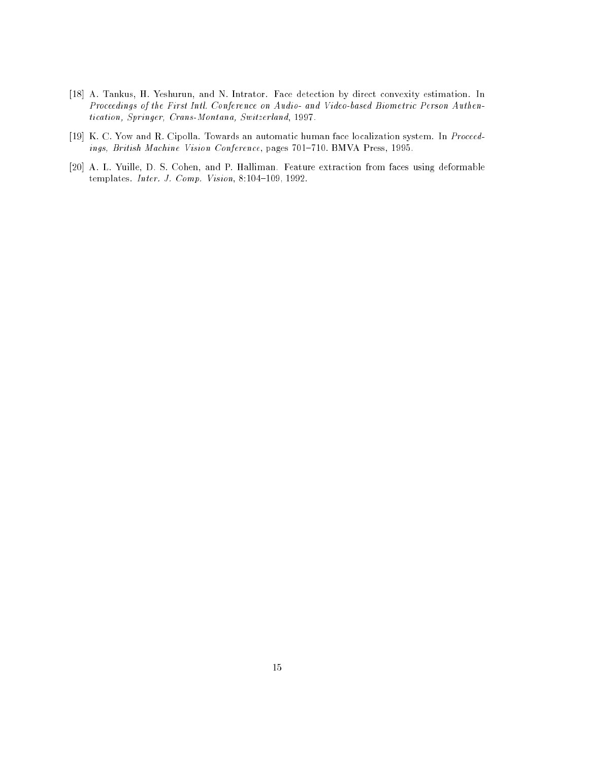[18] A. Tankus, H. Yeshurun, and N. Intrator. Face detection by direct convexity estimation. In *Proceedings of the First Intl. Conference on Audio- and Video-based Biometric Person Authentication, Springer, Crans-Montana, Switzerland*, 1997.

[19] K. C. Yow and R. Cipolla. Towards an automatic human face localization system. In *Proceedings, British Machine Vision Conference*, pages 701–710. BMVA Press, 1995.

[20] A. L. Yuille, D. S. Cohen, and P. Halliman. Feature extraction from faces using deformable templates. *Inter. J. Comp. Vision*, 8:104–109, 1992.